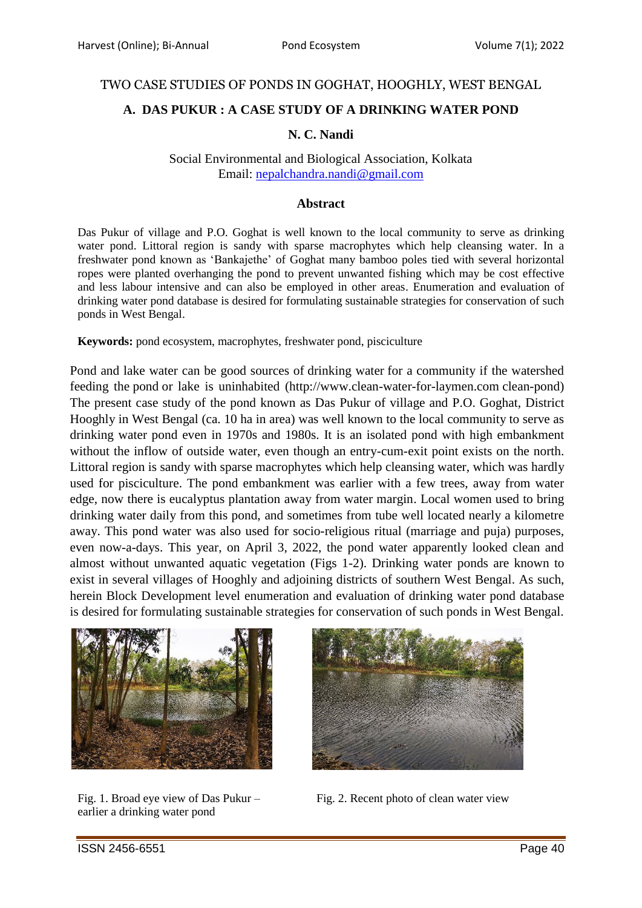# TWO CASE STUDIES OF PONDS IN GOGHAT, HOOGHLY, WEST BENGAL

## A. DAS PUKUR : A CASE STUDY OF A DRINKING WATER POND

**N. C. Nandi**

Social Environmental and Biological Association, Kolkata
Email: nepalchandra.nandi@gmail.com

### Abstract

Das Pukur of village and P.O. Goghat is well known to the local community to serve as drinking water pond. Littoral region is sandy with sparse macrophytes which help cleansing water. In a freshwater pond known as 'Bankajethe' of Goghat many bamboo poles tied with several horizontal ropes were planted overhanging the pond to prevent unwanted fishing which may be cost effective and less labour intensive and can also be employed in other areas. Enumeration and evaluation of drinking water pond database is desired for formulating sustainable strategies for conservation of such ponds in West Bengal.

**Keywords:** pond ecosystem, macrophytes, freshwater pond, pisciculture

Pond and lake water can be good sources of drinking water for a community if the watershed feeding the pond or lake is uninhabited (http://www.clean-water-for-laymen.com clean-pond) The present case study of the pond known as Das Pukur of village and P.O. Goghat, District Hooghly in West Bengal (ca. 10 ha in area) was well known to the local community to serve as drinking water pond even in 1970s and 1980s. It is an isolated pond with high embankment without the inflow of outside water, even though an entry-cum-exit point exists on the north. Littoral region is sandy with sparse macrophytes which help cleansing water, which was hardly used for pisciculture. The pond embankment was earlier with a few trees, away from water edge, now there is eucalyptus plantation away from water margin. Local women used to bring drinking water daily from this pond, and sometimes from tube well located nearly a kilometre away. This pond water was also used for socio-religious ritual (marriage and puja) purposes, even now-a-days. This year, on April 3, 2022, the pond water apparently looked clean and almost without unwanted aquatic vegetation (Figs 1-2). Drinking water ponds are known to exist in several villages of Hooghly and adjoining districts of southern West Bengal. As such, herein Block Development level enumeration and evaluation of drinking water pond database is desired for formulating sustainable strategies for conservation of such ponds in West Bengal.

Fig. 1. Broad eye view of Das Pukur – earlier a drinking water pond

Fig. 2. Recent photo of clean water view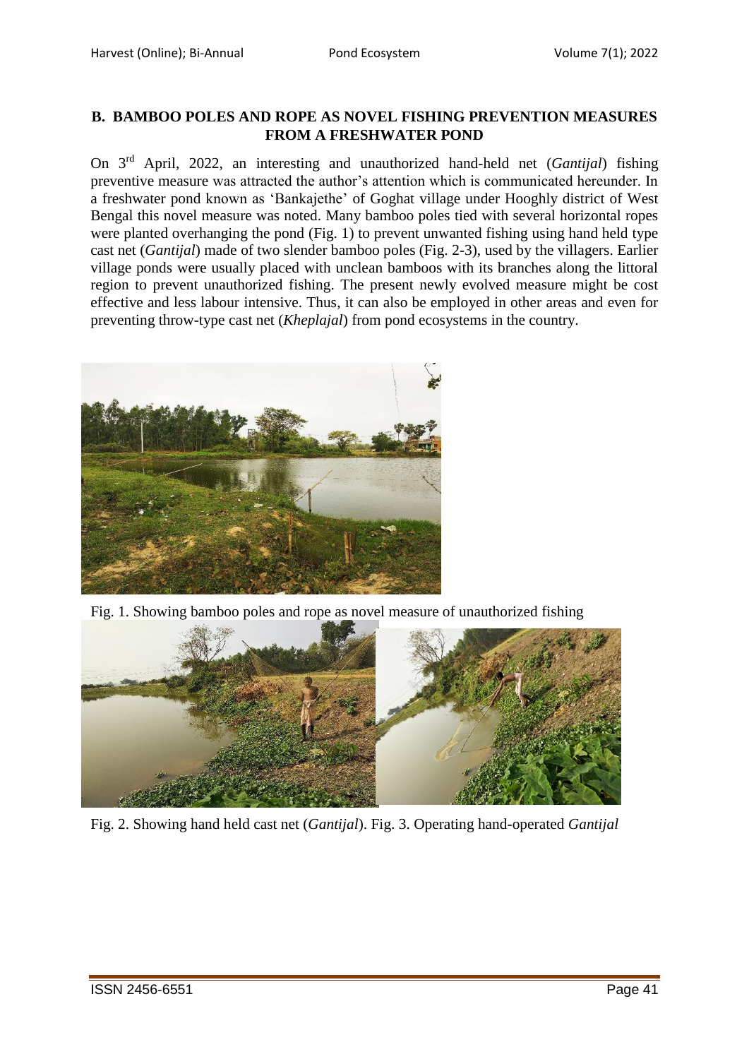## B. BAMBOO POLES AND ROPE AS NOVEL FISHING PREVENTION MEASURES FROM A FRESHWATER POND

On 3rd April, 2022, an interesting and unauthorized hand-held net (*Gantijal*) fishing preventive measure was attracted the author's attention which is communicated hereunder. In a freshwater pond known as 'Bankajethe' of Goghat village under Hooghly district of West Bengal this novel measure was noted. Many bamboo poles tied with several horizontal ropes were planted overhanging the pond (Fig. 1) to prevent unwanted fishing using hand held type cast net (*Gantijal*) made of two slender bamboo poles (Fig. 2-3), used by the villagers. Earlier village ponds were usually placed with unclean bamboos with its branches along the littoral region to prevent unauthorized fishing. The present newly evolved measure might be cost effective and less labour intensive. Thus, it can also be employed in other areas and even for preventing throw-type cast net (*Kheplajal*) from pond ecosystems in the country.

Fig. 1. Showing bamboo poles and rope as novel measure of unauthorized fishing

Fig. 2. Showing hand held cast net (*Gantijal*). Fig. 3. Operating hand-operated *Gantijal*